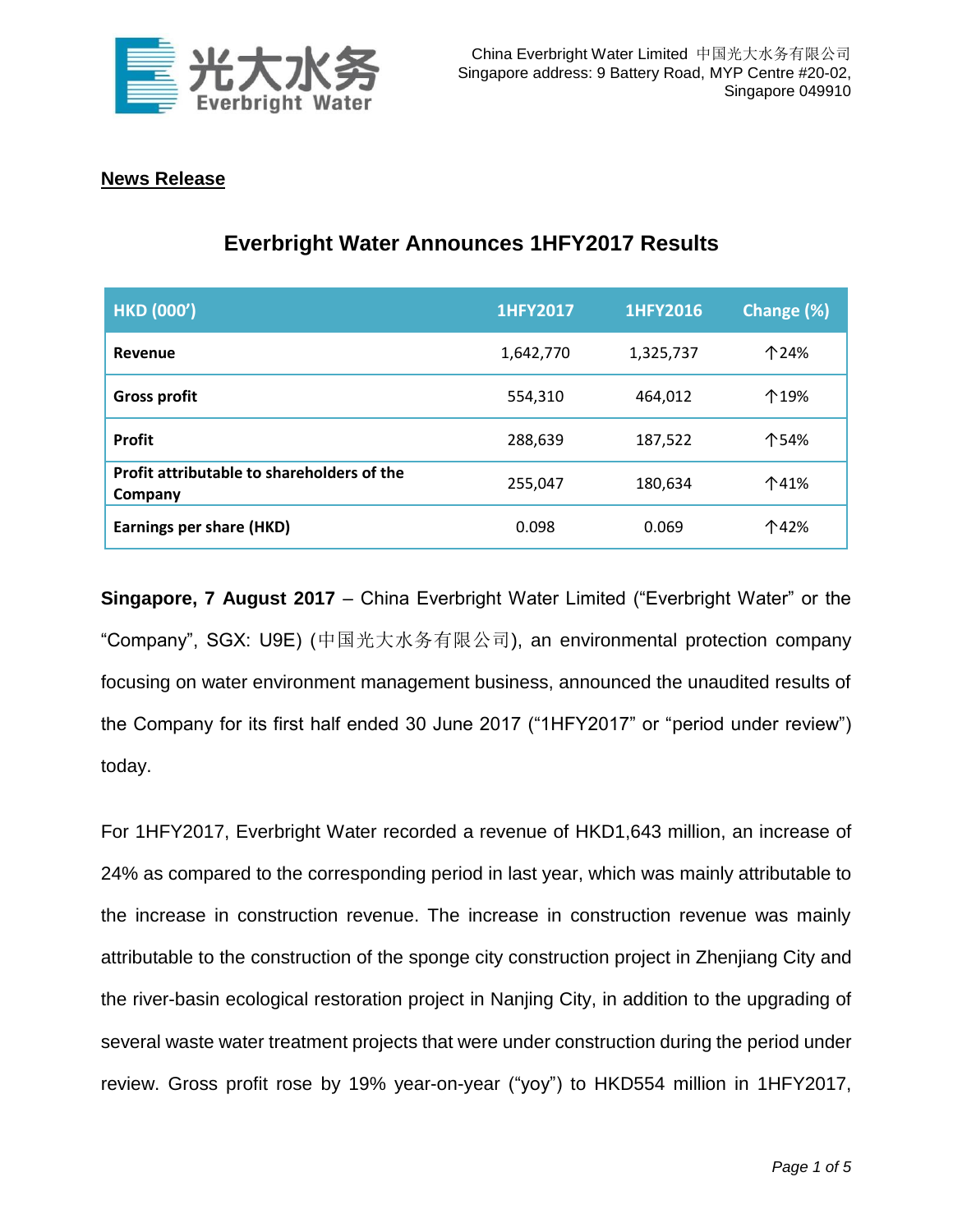China Everbright Water Limited 中国光大水务有限公司
Singapore address: 9 Battery Road, MYP Centre #20-02,
Singapore 049910

**News Release**

# Everbright Water Announces 1HFY2017 Results

| HKD (000') | 1HFY2017 | 1HFY2016 | Change (%) |
|---|---|---|---|
| **Revenue** | 1,642,770 | 1,325,737 | ↑24% |
| **Gross profit** | 554,310 | 464,012 | ↑19% |
| **Profit** | 288,639 | 187,522 | ↑54% |
| **Profit attributable to shareholders of the Company** | 255,047 | 180,634 | ↑41% |
| **Earnings per share (HKD)** | 0.098 | 0.069 | ↑42% |

**Singapore, 7 August 2017** – China Everbright Water Limited ("Everbright Water" or the "Company", SGX: U9E) (中国光大水务有限公司), an environmental protection company focusing on water environment management business, announced the unaudited results of the Company for its first half ended 30 June 2017 ("1HFY2017" or "period under review") today.

For 1HFY2017, Everbright Water recorded a revenue of HKD1,643 million, an increase of 24% as compared to the corresponding period in last year, which was mainly attributable to the increase in construction revenue. The increase in construction revenue was mainly attributable to the construction of the sponge city construction project in Zhenjiang City and the river-basin ecological restoration project in Nanjing City, in addition to the upgrading of several waste water treatment projects that were under construction during the period under review. Gross profit rose by 19% year-on-year ("yoy") to HKD554 million in 1HFY2017,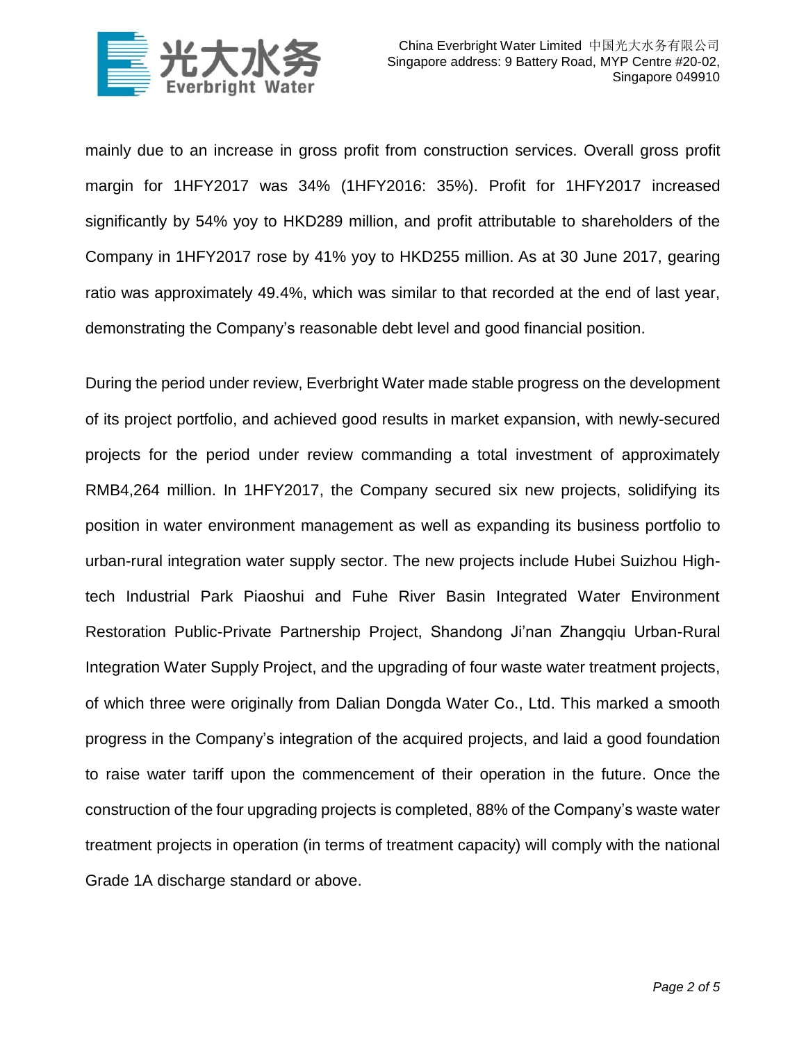mainly due to an increase in gross profit from construction services. Overall gross profit margin for 1HFY2017 was 34% (1HFY2016: 35%). Profit for 1HFY2017 increased significantly by 54% yoy to HKD289 million, and profit attributable to shareholders of the Company in 1HFY2017 rose by 41% yoy to HKD255 million. As at 30 June 2017, gearing ratio was approximately 49.4%, which was similar to that recorded at the end of last year, demonstrating the Company's reasonable debt level and good financial position.

During the period under review, Everbright Water made stable progress on the development of its project portfolio, and achieved good results in market expansion, with newly-secured projects for the period under review commanding a total investment of approximately RMB4,264 million. In 1HFY2017, the Company secured six new projects, solidifying its position in water environment management as well as expanding its business portfolio to urban-rural integration water supply sector. The new projects include Hubei Suizhou High-tech Industrial Park Piaoshui and Fuhe River Basin Integrated Water Environment Restoration Public-Private Partnership Project, Shandong Ji'nan Zhangqiu Urban-Rural Integration Water Supply Project, and the upgrading of four waste water treatment projects, of which three were originally from Dalian Dongda Water Co., Ltd. This marked a smooth progress in the Company's integration of the acquired projects, and laid a good foundation to raise water tariff upon the commencement of their operation in the future. Once the construction of the four upgrading projects is completed, 88% of the Company's waste water treatment projects in operation (in terms of treatment capacity) will comply with the national Grade 1A discharge standard or above.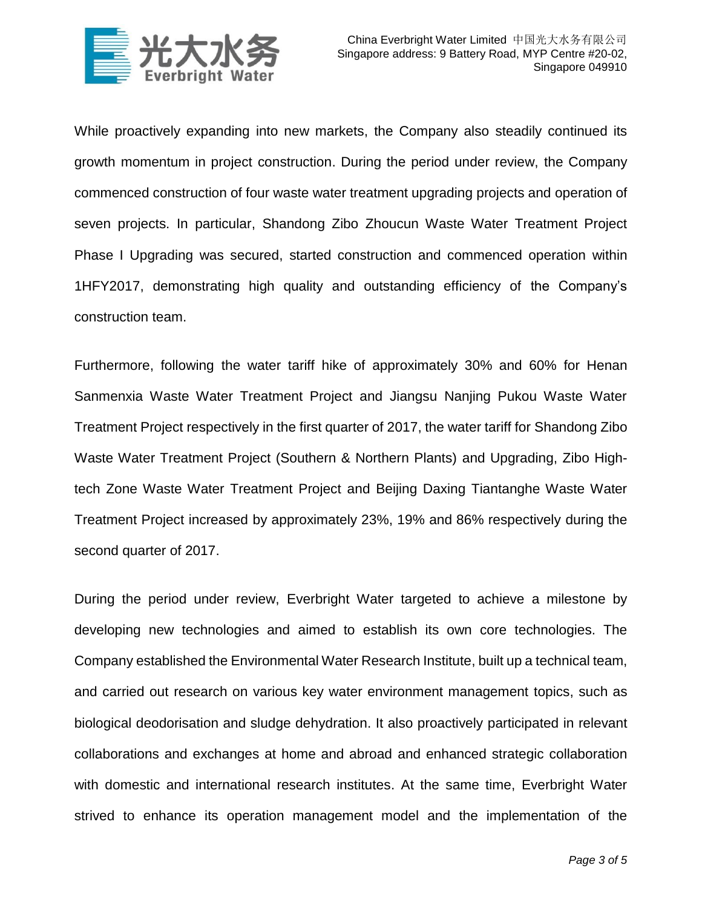While proactively expanding into new markets, the Company also steadily continued its growth momentum in project construction. During the period under review, the Company commenced construction of four waste water treatment upgrading projects and operation of seven projects. In particular, Shandong Zibo Zhoucun Waste Water Treatment Project Phase I Upgrading was secured, started construction and commenced operation within 1HFY2017, demonstrating high quality and outstanding efficiency of the Company's construction team.

Furthermore, following the water tariff hike of approximately 30% and 60% for Henan Sanmenxia Waste Water Treatment Project and Jiangsu Nanjing Pukou Waste Water Treatment Project respectively in the first quarter of 2017, the water tariff for Shandong Zibo Waste Water Treatment Project (Southern & Northern Plants) and Upgrading, Zibo High-tech Zone Waste Water Treatment Project and Beijing Daxing Tiantanghe Waste Water Treatment Project increased by approximately 23%, 19% and 86% respectively during the second quarter of 2017.

During the period under review, Everbright Water targeted to achieve a milestone by developing new technologies and aimed to establish its own core technologies. The Company established the Environmental Water Research Institute, built up a technical team, and carried out research on various key water environment management topics, such as biological deodorisation and sludge dehydration. It also proactively participated in relevant collaborations and exchanges at home and abroad and enhanced strategic collaboration with domestic and international research institutes. At the same time, Everbright Water strived to enhance its operation management model and the implementation of the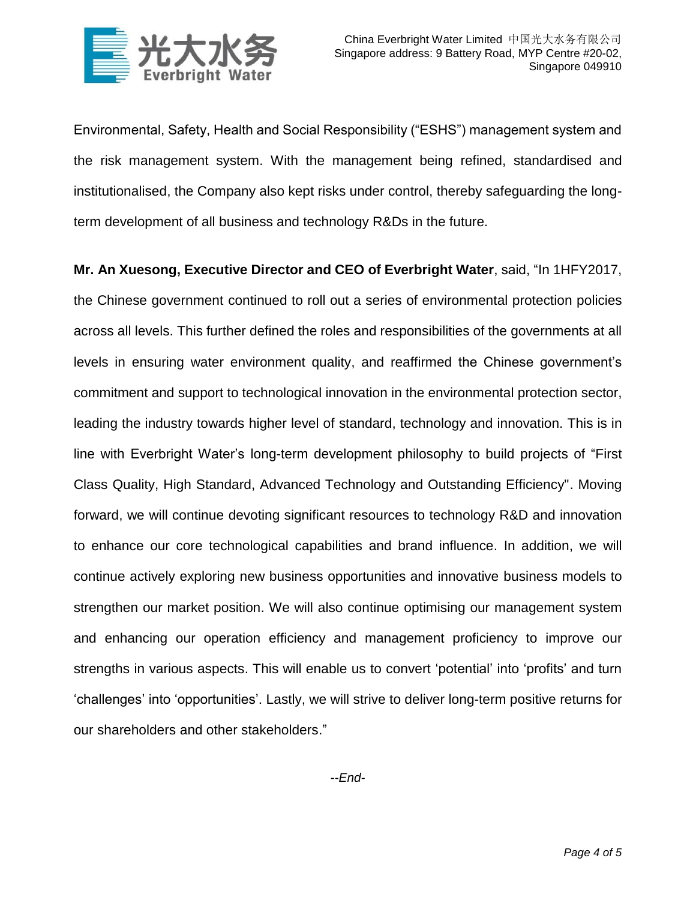Environmental, Safety, Health and Social Responsibility ("ESHS") management system and the risk management system. With the management being refined, standardised and institutionalised, the Company also kept risks under control, thereby safeguarding the long-term development of all business and technology R&Ds in the future.

**Mr. An Xuesong, Executive Director and CEO of Everbright Water**, said, "In 1HFY2017, the Chinese government continued to roll out a series of environmental protection policies across all levels. This further defined the roles and responsibilities of the governments at all levels in ensuring water environment quality, and reaffirmed the Chinese government's commitment and support to technological innovation in the environmental protection sector, leading the industry towards higher level of standard, technology and innovation. This is in line with Everbright Water's long-term development philosophy to build projects of "First Class Quality, High Standard, Advanced Technology and Outstanding Efficiency". Moving forward, we will continue devoting significant resources to technology R&D and innovation to enhance our core technological capabilities and brand influence. In addition, we will continue actively exploring new business opportunities and innovative business models to strengthen our market position. We will also continue optimising our management system and enhancing our operation efficiency and management proficiency to improve our strengths in various aspects. This will enable us to convert 'potential' into 'profits' and turn 'challenges' into 'opportunities'. Lastly, we will strive to deliver long-term positive returns for our shareholders and other stakeholders."

*--End-*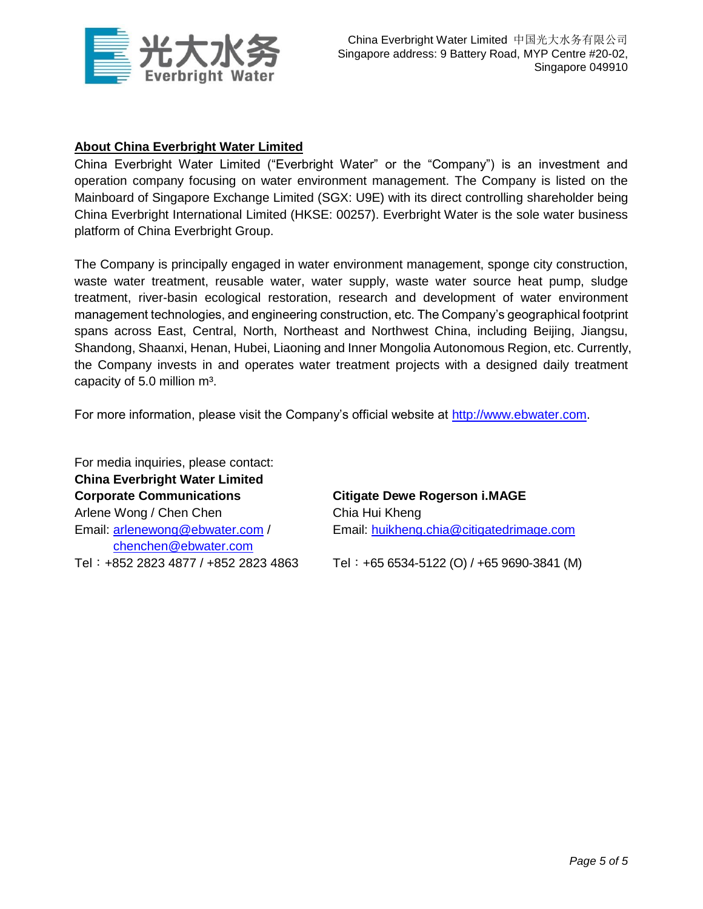## About China Everbright Water Limited

China Everbright Water Limited ("Everbright Water" or the "Company") is an investment and operation company focusing on water environment management. The Company is listed on the Mainboard of Singapore Exchange Limited (SGX: U9E) with its direct controlling shareholder being China Everbright International Limited (HKSE: 00257). Everbright Water is the sole water business platform of China Everbright Group.

The Company is principally engaged in water environment management, sponge city construction, waste water treatment, reusable water, water supply, waste water source heat pump, sludge treatment, river-basin ecological restoration, research and development of water environment management technologies, and engineering construction, etc. The Company's geographical footprint spans across East, Central, North, Northeast and Northwest China, including Beijing, Jiangsu, Shandong, Shaanxi, Henan, Hubei, Liaoning and Inner Mongolia Autonomous Region, etc. Currently, the Company invests in and operates water treatment projects with a designed daily treatment capacity of 5.0 million $m^3$.

For more information, please visit the Company's official website at http://www.ebwater.com.

For media inquiries, please contact:

**China Everbright Water Limited**
**Corporate Communications**
Arlene Wong / Chen Chen
Email: arlenewong@ebwater.com / chenchen@ebwater.com
Tel：+852 2823 4877 / +852 2823 4863

**Citigate Dewe Rogerson i.MAGE**
Chia Hui Kheng
Email: huikheng.chia@citigatedrimage.com
Tel：+65 6534-5122 (O) / +65 9690-3841 (M)